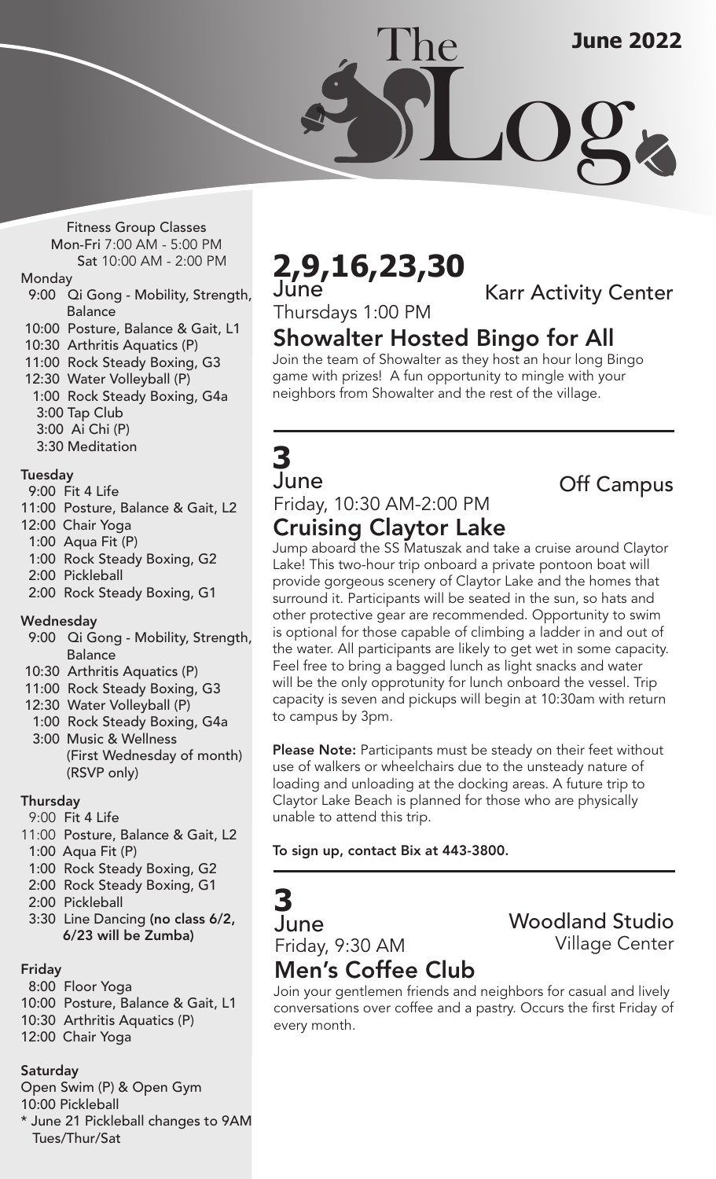# The Log

**June 2022**

Fitness Group Classes
Mon-Fri 7:00 AM - 5:00 PM
Sat 10:00 AM - 2:00 PM

**Monday**

- 9:00 Qi Gong - Mobility, Strength, Balance
- 10:00 Posture, Balance & Gait, L1
- 10:30 Arthritis Aquatics (P)
- 11:00 Rock Steady Boxing, G3
- 12:30 Water Volleyball (P)
- 1:00 Rock Steady Boxing, G4a
- 3:00 Tap Club
- 3:00 Ai Chi (P)
- 3:30 Meditation

**Tuesday**

- 9:00 Fit 4 Life
- 11:00 Posture, Balance & Gait, L2
- 12:00 Chair Yoga
- 1:00 Aqua Fit (P)
- 1:00 Rock Steady Boxing, G2
- 2:00 Pickleball
- 2:00 Rock Steady Boxing, G1

**Wednesday**

- 9:00 Qi Gong - Mobility, Strength, Balance
- 10:30 Arthritis Aquatics (P)
- 11:00 Rock Steady Boxing, G3
- 12:30 Water Volleyball (P)
- 1:00 Rock Steady Boxing, G4a
- 3:00 Music & Wellness (First Wednesday of month) (RSVP only)

**Thursday**

- 9:00 Fit 4 Life
- 11:00 Posture, Balance & Gait, L2
- 1:00 Aqua Fit (P)
- 1:00 Rock Steady Boxing, G2
- 2:00 Rock Steady Boxing, G1
- 2:00 Pickleball
- 3:30 Line Dancing **(no class 6/2, 6/23 will be Zumba)**

**Friday**

- 8:00 Floor Yoga
- 10:00 Posture, Balance & Gait, L1
- 10:30 Arthritis Aquatics (P)
- 12:00 Chair Yoga

**Saturday**

Open Swim (P) & Open Gym
10:00 Pickleball
\* June 21 Pickleball changes to 9AM Tues/Thur/Sat

---

## 2,9,16,23,30 June

Karr Activity Center

Thursdays 1:00 PM

### Showalter Hosted Bingo for All

Join the team of Showalter as they host an hour long Bingo game with prizes! A fun opportunity to mingle with your neighbors from Showalter and the rest of the village.

---

## 3 June

Off Campus

Friday, 10:30 AM-2:00 PM

### Cruising Claytor Lake

Jump aboard the SS Matuszak and take a cruise around Claytor Lake! This two-hour trip onboard a private pontoon boat will provide gorgeous scenery of Claytor Lake and the homes that surround it. Participants will be seated in the sun, so hats and other protective gear are recommended. Opportunity to swim is optional for those capable of climbing a ladder in and out of the water. All participants are likely to get wet in some capacity. Feel free to bring a bagged lunch as light snacks and water will be the only opprotunity for lunch onboard the vessel. Trip capacity is seven and pickups will begin at 10:30am with return to campus by 3pm.

**Please Note:** Participants must be steady on their feet without use of walkers or wheelchairs due to the unsteady nature of loading and unloading at the docking areas. A future trip to Claytor Lake Beach is planned for those who are physically unable to attend this trip.

**To sign up, contact Bix at 443-3800.**

---

## 3 June

Woodland Studio
Village Center

Friday, 9:30 AM

### Men's Coffee Club

Join your gentlemen friends and neighbors for casual and lively conversations over coffee and a pastry. Occurs the first Friday of every month.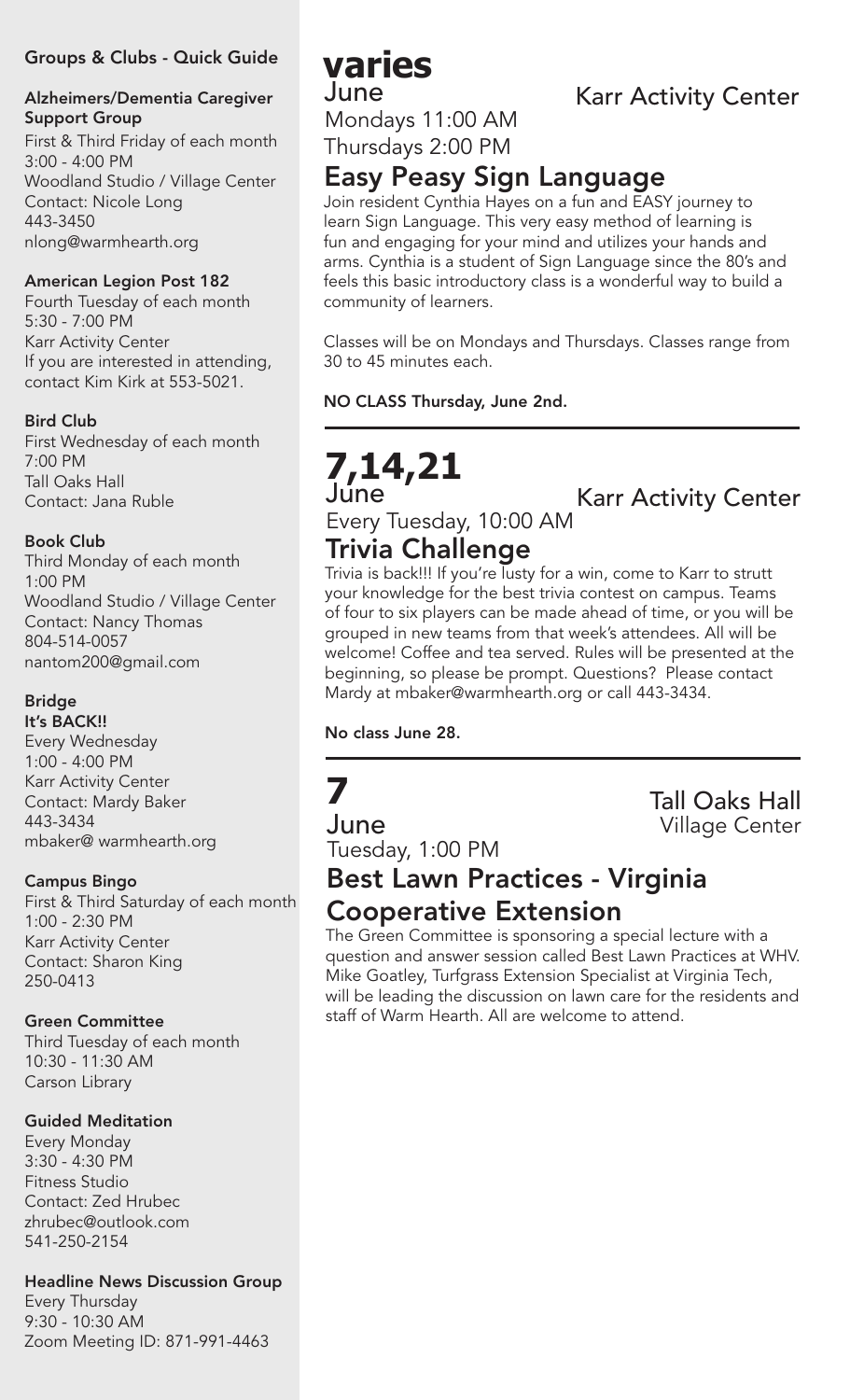## Groups & Clubs - Quick Guide

**Alzheimers/Dementia Caregiver Support Group**
First & Third Friday of each month
3:00 - 4:00 PM
Woodland Studio / Village Center
Contact: Nicole Long
443-3450
nlong@warmhearth.org

**American Legion Post 182**
Fourth Tuesday of each month
5:30 - 7:00 PM
Karr Activity Center
If you are interested in attending, contact Kim Kirk at 553-5021.

**Bird Club**
First Wednesday of each month
7:00 PM
Tall Oaks Hall
Contact: Jana Ruble

**Book Club**
Third Monday of each month
1:00 PM
Woodland Studio / Village Center
Contact: Nancy Thomas
804-514-0057
nantom200@gmail.com

**Bridge**
**It's BACK!!**
Every Wednesday
1:00 - 4:00 PM
Karr Activity Center
Contact: Mardy Baker
443-3434
mbaker@ warmhearth.org

**Campus Bingo**
First & Third Saturday of each month
1:00 - 2:30 PM
Karr Activity Center
Contact: Sharon King
250-0413

**Green Committee**
Third Tuesday of each month
10:30 - 11:30 AM
Carson Library

**Guided Meditation**
Every Monday
3:30 - 4:30 PM
Fitness Studio
Contact: Zed Hrubec
zhrubec@outlook.com
541-250-2154

**Headline News Discussion Group**
Every Thursday
9:30 - 10:30 AM
Zoom Meeting ID: 871-991-4463

# varies
June — Karr Activity Center
Mondays 11:00 AM
Thursdays 2:00 PM

## Easy Peasy Sign Language

Join resident Cynthia Hayes on a fun and EASY journey to learn Sign Language. This very easy method of learning is fun and engaging for your mind and utilizes your hands and arms. Cynthia is a student of Sign Language since the 80's and feels this basic introductory class is a wonderful way to build a community of learners.

Classes will be on Mondays and Thursdays. Classes range from 30 to 45 minutes each.

**NO CLASS Thursday, June 2nd.**

# 7,14,21
June — Karr Activity Center
Every Tuesday, 10:00 AM

## Trivia Challenge

Trivia is back!!! If you're lusty for a win, come to Karr to strutt your knowledge for the best trivia contest on campus. Teams of four to six players can be made ahead of time, or you will be grouped in new teams from that week's attendees. All will be welcome! Coffee and tea served. Rules will be presented at the beginning, so please be prompt. Questions? Please contact Mardy at mbaker@warmhearth.org or call 443-3434.

**No class June 28.**

# 7
June — Tall Oaks Hall, Village Center
Tuesday, 1:00 PM

## Best Lawn Practices - Virginia Cooperative Extension

The Green Committee is sponsoring a special lecture with a question and answer session called Best Lawn Practices at WHV. Mike Goatley, Turfgrass Extension Specialist at Virginia Tech, will be leading the discussion on lawn care for the residents and staff of Warm Hearth. All are welcome to attend.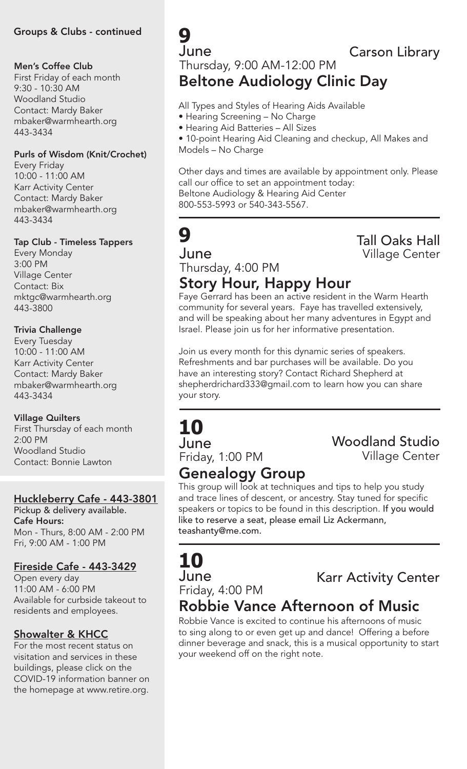## Groups & Clubs - continued

**Men's Coffee Club**
First Friday of each month
9:30 - 10:30 AM
Woodland Studio
Contact: Mardy Baker
mbaker@warmhearth.org
443-3434

**Purls of Wisdom (Knit/Crochet)**
Every Friday
10:00 - 11:00 AM
Karr Activity Center
Contact: Mardy Baker
mbaker@warmhearth.org
443-3434

**Tap Club - Timeless Tappers**
Every Monday
3:00 PM
Village Center
Contact: Bix
mktgc@warmhearth.org
443-3800

**Trivia Challenge**
Every Tuesday
10:00 - 11:00 AM
Karr Activity Center
Contact: Mardy Baker
mbaker@warmhearth.org
443-3434

**Village Quilters**
First Thursday of each month
2:00 PM
Woodland Studio
Contact: Bonnie Lawton

## Huckleberry Cafe - 443-3801

**Pickup & delivery available.**
**Cafe Hours:**
Mon - Thurs, 8:00 AM - 2:00 PM
Fri, 9:00 AM - 1:00 PM

## Fireside Cafe - 443-3429

Open every day
11:00 AM - 6:00 PM
Available for curbside takeout to residents and employees.

## Showalter & KHCC

For the most recent status on visitation and services in these buildings, please click on the COVID-19 information banner on the homepage at www.retire.org.

---

**9 June** — Carson Library
Thursday, 9:00 AM-12:00 PM

## Beltone Audiology Clinic Day

All Types and Styles of Hearing Aids Available

- Hearing Screening – No Charge
- Hearing Aid Batteries – All Sizes
- 10-point Hearing Aid Cleaning and checkup, All Makes and Models – No Charge

Other days and times are available by appointment only. Please call our office to set an appointment today:
Beltone Audiology & Hearing Aid Center
800-553-5993 or 540-343-5567.

---

**9 June** — Tall Oaks Hall, Village Center
Thursday, 4:00 PM

## Story Hour, Happy Hour

Faye Gerrard has been an active resident in the Warm Hearth community for several years. Faye has travelled extensively, and will be speaking about her many adventures in Egypt and Israel. Please join us for her informative presentation.

Join us every month for this dynamic series of speakers. Refreshments and bar purchases will be available. Do you have an interesting story? Contact Richard Shepherd at shepherdrichard333@gmail.com to learn how you can share your story.

---

**10 June** — Woodland Studio, Village Center
Friday, 1:00 PM

## Genealogy Group

This group will look at techniques and tips to help you study and trace lines of descent, or ancestry. Stay tuned for specific speakers or topics to be found in this description. **If you would like to reserve a seat, please email Liz Ackermann, teashanty@me.com.**

---

**10 June** — Karr Activity Center
Friday, 4:00 PM

## Robbie Vance Afternoon of Music

Robbie Vance is excited to continue his afternoons of music to sing along to or even get up and dance! Offering a before dinner beverage and snack, this is a musical opportunity to start your weekend off on the right note.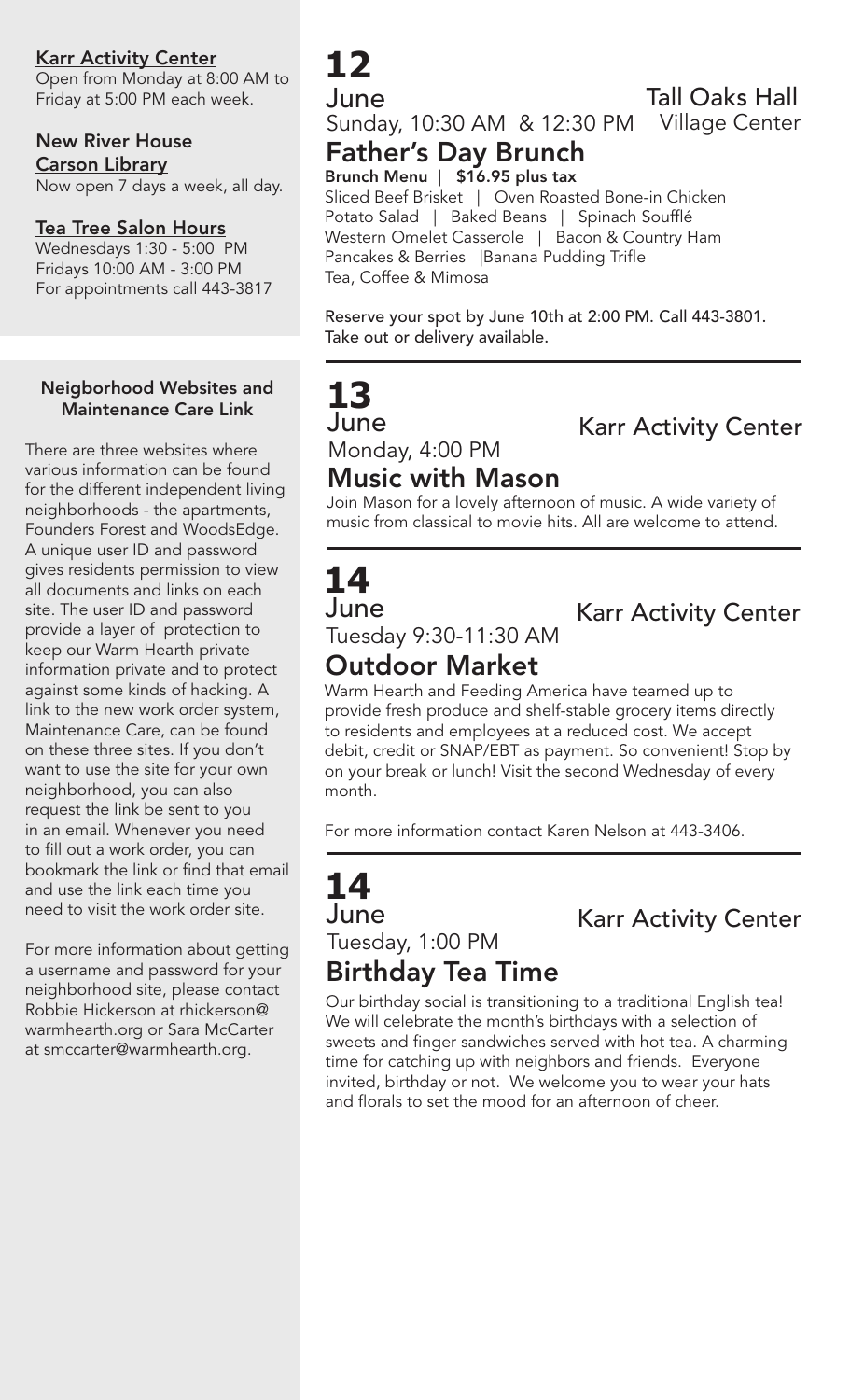**Karr Activity Center**
Open from Monday at 8:00 AM to Friday at 5:00 PM each week.

**New River House**
**Carson Library**
Now open 7 days a week, all day.

**Tea Tree Salon Hours**
Wednesdays 1:30 - 5:00 PM
Fridays 10:00 AM - 3:00 PM
For appointments call 443-3817

**Neigborhood Websites and Maintenance Care Link**

There are three websites where various information can be found for the different independent living neighborhoods - the apartments, Founders Forest and WoodsEdge. A unique user ID and password gives residents permission to view all documents and links on each site. The user ID and password provide a layer of protection to keep our Warm Hearth private information private and to protect against some kinds of hacking. A link to the new work order system, Maintenance Care, can be found on these three sites. If you don't want to use the site for your own neighborhood, you can also request the link be sent to you in an email. Whenever you need to fill out a work order, you can bookmark the link or find that email and use the link each time you need to visit the work order site.

For more information about getting a username and password for your neighborhood site, please contact Robbie Hickerson at rhickerson@warmhearth.org or Sara McCarter at smccarter@warmhearth.org.

# 12
June
Sunday, 10:30 AM & 12:30 PM

Tall Oaks Hall
Village Center

## Father's Day Brunch

**Brunch Menu | $16.95 plus tax**
Sliced Beef Brisket | Oven Roasted Bone-in Chicken
Potato Salad | Baked Beans | Spinach Soufflé
Western Omelet Casserole | Bacon & Country Ham
Pancakes & Berries |Banana Pudding Trifle
Tea, Coffee & Mimosa

Reserve your spot by June 10th at 2:00 PM. Call 443-3801. Take out or delivery available.

# 13
June
Monday, 4:00 PM

Karr Activity Center

## Music with Mason

Join Mason for a lovely afternoon of music. A wide variety of music from classical to movie hits. All are welcome to attend.

# 14
June
Tuesday 9:30-11:30 AM

Karr Activity Center

## Outdoor Market

Warm Hearth and Feeding America have teamed up to provide fresh produce and shelf-stable grocery items directly to residents and employees at a reduced cost. We accept debit, credit or SNAP/EBT as payment. So convenient! Stop by on your break or lunch! Visit the second Wednesday of every month.

For more information contact Karen Nelson at 443-3406.

# 14
June
Tuesday, 1:00 PM

Karr Activity Center

## Birthday Tea Time

Our birthday social is transitioning to a traditional English tea! We will celebrate the month's birthdays with a selection of sweets and finger sandwiches served with hot tea. A charming time for catching up with neighbors and friends. Everyone invited, birthday or not. We welcome you to wear your hats and florals to set the mood for an afternoon of cheer.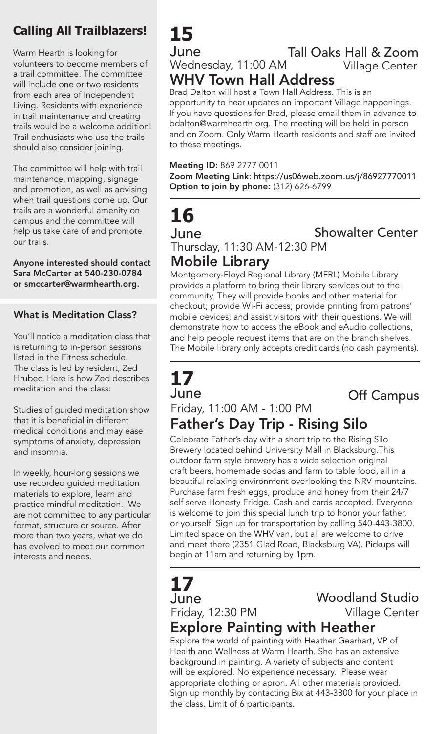## Calling All Trailblazers!

Warm Hearth is looking for volunteers to become members of a trail committee. The committee will include one or two residents from each area of Independent Living. Residents with experience in trail maintenance and creating trails would be a welcome addition! Trail enthusiasts who use the trails should also consider joining.

The committee will help with trail maintenance, mapping, signage and promotion, as well as advising when trail questions come up. Our trails are a wonderful amenity on campus and the committee will help us take care of and promote our trails.

**Anyone interested should contact Sara McCarter at 540-230-0784 or smccarter@warmhearth.org.**

### What is Meditation Class?

You'll notice a meditation class that is returning to in-person sessions listed in the Fitness schedule. The class is led by resident, Zed Hrubec. Here is how Zed describes meditation and the class:

Studies of guided meditation show that it is beneficial in different medical conditions and may ease symptoms of anxiety, depression and insomnia.

In weekly, hour-long sessions we use recorded guided meditation materials to explore, learn and practice mindful meditation. We are not committed to any particular format, structure or source. After more than two years, what we do has evolved to meet our common interests and needs.

# 15

June — Tall Oaks Hall & Zoom
Wednesday, 11:00 AM — Village Center

## WHV Town Hall Address

Brad Dalton will host a Town Hall Address. This is an opportunity to hear updates on important Village happenings. If you have questions for Brad, please email them in advance to bdalton@warmhearth.org. The meeting will be held in person and on Zoom. Only Warm Hearth residents and staff are invited to these meetings.

**Meeting ID:** 869 2777 0011
**Zoom Meeting Link:** https://us06web.zoom.us/j/86927770011
**Option to join by phone:** (312) 626-6799

# 16

June — Showalter Center
Thursday, 11:30 AM-12:30 PM

## Mobile Library

Montgomery-Floyd Regional Library (MFRL) Mobile Library provides a platform to bring their library services out to the community. They will provide books and other material for checkout; provide Wi-Fi access; provide printing from patrons' mobile devices; and assist visitors with their questions. We will demonstrate how to access the eBook and eAudio collections, and help people request items that are on the branch shelves. The Mobile library only accepts credit cards (no cash payments).

# 17

June — Off Campus
Friday, 11:00 AM - 1:00 PM

## Father's Day Trip - Rising Silo

Celebrate Father's day with a short trip to the Rising Silo Brewery located behind University Mall in Blacksburg.This outdoor farm style brewery has a wide selection original craft beers, homemade sodas and farm to table food, all in a beautiful relaxing environment overlooking the NRV mountains. Purchase farm fresh eggs, produce and honey from their 24/7 self serve Honesty Fridge. Cash and cards accepted. Everyone is welcome to join this special lunch trip to honor your father, or yourself! Sign up for transportation by calling 540-443-3800. Limited space on the WHV van, but all are welcome to drive and meet there (2351 Glad Road, Blacksburg VA). Pickups will begin at 11am and returning by 1pm.

# 17

June — Woodland Studio
Friday, 12:30 PM — Village Center

## Explore Painting with Heather

Explore the world of painting with Heather Gearhart, VP of Health and Wellness at Warm Hearth. She has an extensive background in painting. A variety of subjects and content will be explored. No experience necessary. Please wear appropriate clothing or apron. All other materials provided. Sign up monthly by contacting Bix at 443-3800 for your place in the class. Limit of 6 participants.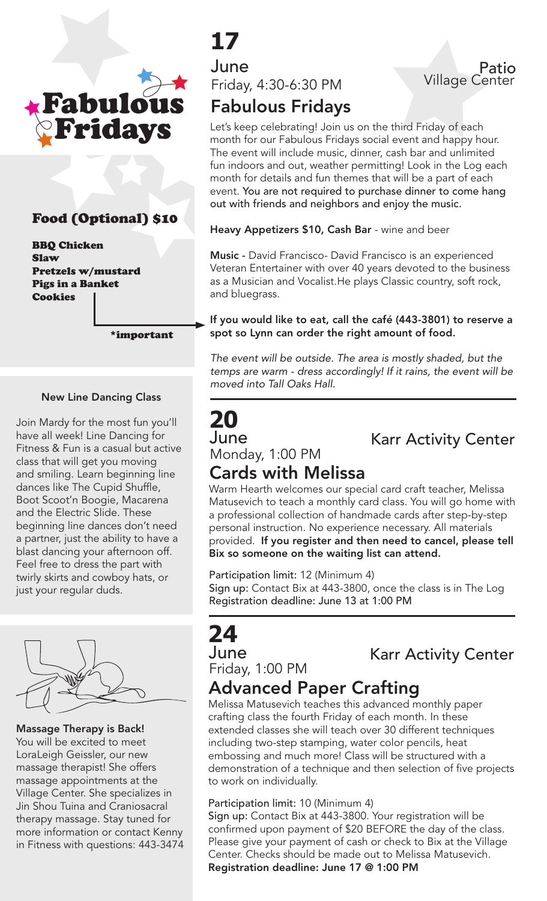# Fabulous Fridays

### Food (Optional) $10

**BBQ Chicken**
**Slaw**
**Pretzels w/mustard**
**Pigs in a Banket**
**Cookies**

***important**

## 17 June

Friday, 4:30-6:30 PM

Patio Village Center

### Fabulous Fridays

Let's keep celebrating! Join us on the third Friday of each month for our Fabulous Fridays social event and happy hour. The event will include music, dinner, cash bar and unlimited fun indoors and out, weather permitting! Look in the Log each month for details and fun themes that will be a part of each event. **You are not required to purchase dinner to come hang out with friends and neighbors and enjoy the music.**

**Heavy Appetizers $10, Cash Bar** - wine and beer

**Music -** David Francisco- David Francisco is an experienced Veteran Entertainer with over 40 years devoted to the business as a Musician and Vocalist.He plays Classic country, soft rock, and bluegrass.

**If you would like to eat, call the café (443-3801) to reserve a spot so Lynn can order the right amount of food.**

*The event will be outside. The area is mostly shaded, but the temps are warm - dress accordingly! If it rains, the event will be moved into Tall Oaks Hall.*

## 20 June

Monday, 1:00 PM

Karr Activity Center

### Cards with Melissa

Warm Hearth welcomes our special card craft teacher, Melissa Matusevich to teach a monthly card class. You will go home with a professional collection of handmade cards after step-by-step personal instruction. No experience necessary. All materials provided. **If you register and then need to cancel, please tell Bix so someone on the waiting list can attend.**

**Participation limit:** 12 (Minimum 4)
**Sign up:** Contact Bix at 443-3800, once the class is in The Log
**Registration deadline: June 13 at 1:00 PM**

## 24 June

Friday, 1:00 PM

Karr Activity Center

### Advanced Paper Crafting

Melissa Matusevich teaches this advanced monthly paper crafting class the fourth Friday of each month. In these extended classes she will teach over 30 different techniques including two-step stamping, water color pencils, heat embossing and much more! Class will be structured with a demonstration of a technique and then selection of five projects to work on individually.

**Participation limit:** 10 (Minimum 4)
**Sign up:** Contact Bix at 443-3800. Your registration will be confirmed upon payment of $20 BEFORE the day of the class. Please give your payment of cash or check to Bix at the Village Center. Checks should be made out to Melissa Matusevich.
**Registration deadline: June 17 @ 1:00 PM**

### New Line Dancing Class

Join Mardy for the most fun you'll have all week! Line Dancing for Fitness & Fun is a casual but active class that will get you moving and smiling. Learn beginning line dances like The Cupid Shuffle, Boot Scoot'n Boogie, Macarena and the Electric Slide. These beginning line dances don't need a partner, just the ability to have a blast dancing your afternoon off. Feel free to dress the part with twirly skirts and cowboy hats, or just your regular duds.

**Massage Therapy is Back!**
You will be excited to meet LoraLeigh Geissler, our new massage therapist! She offers massage appointments at the Village Center. She specializes in Jin Shou Tuina and Craniosacral therapy massage. Stay tuned for more information or contact Kenny in Fitness with questions: 443-3474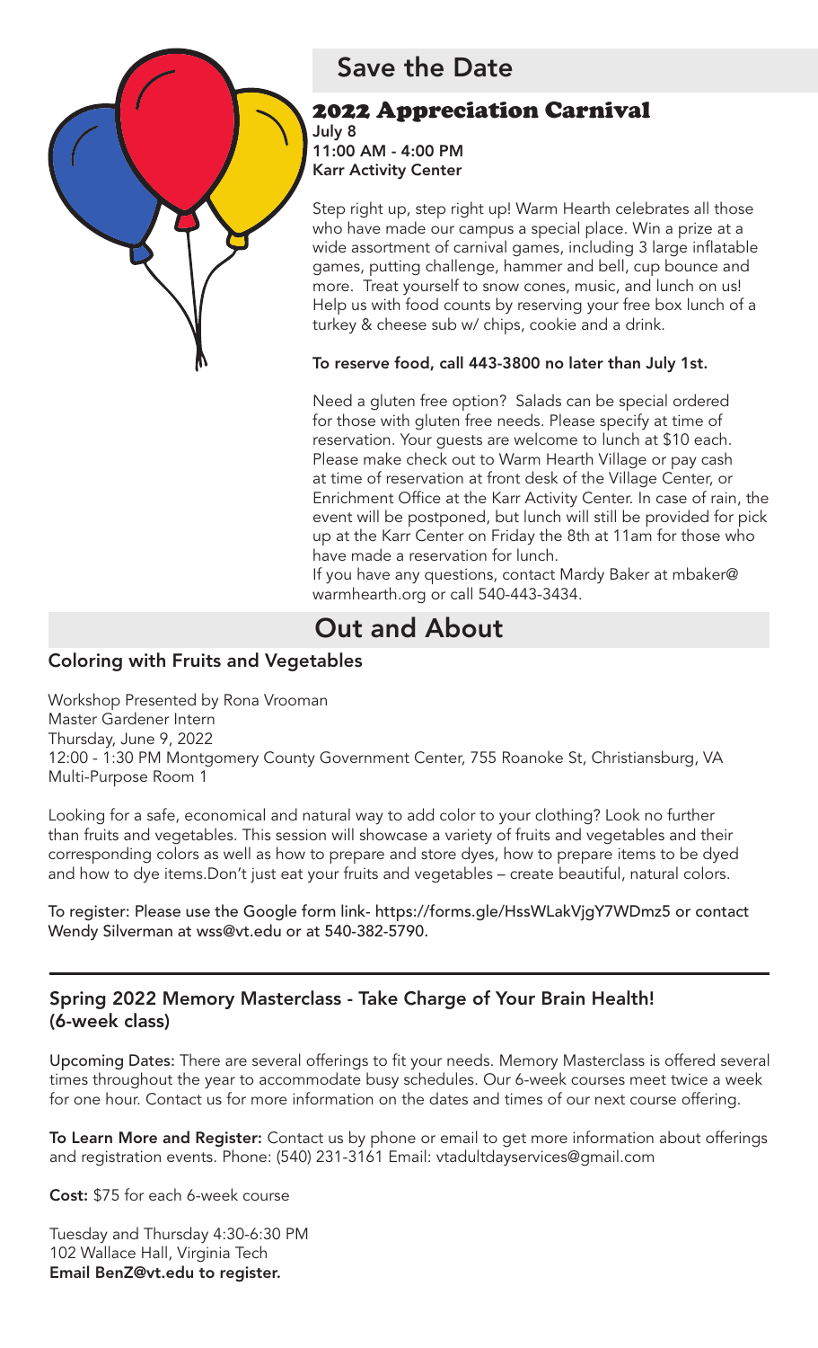## Save the Date

### 2022 Appreciation Carnival

**July 8**
**11:00 AM - 4:00 PM**
**Karr Activity Center**

Step right up, step right up! Warm Hearth celebrates all those who have made our campus a special place. Win a prize at a wide assortment of carnival games, including 3 large inflatable games, putting challenge, hammer and bell, cup bounce and more. Treat yourself to snow cones, music, and lunch on us! Help us with food counts by reserving your free box lunch of a turkey & cheese sub w/ chips, cookie and a drink.

**To reserve food, call 443-3800 no later than July 1st.**

Need a gluten free option? Salads can be special ordered for those with gluten free needs. Please specify at time of reservation. Your guests are welcome to lunch at $10 each. Please make check out to Warm Hearth Village or pay cash at time of reservation at front desk of the Village Center, or Enrichment Office at the Karr Activity Center. In case of rain, the event will be postponed, but lunch will still be provided for pick up at the Karr Center on Friday the 8th at 11am for those who have made a reservation for lunch.
If you have any questions, contact Mardy Baker at mbaker@warmhearth.org or call 540-443-3434.

## Out and About

### Coloring with Fruits and Vegetables

Workshop Presented by Rona Vrooman
Master Gardener Intern
Thursday, June 9, 2022
12:00 - 1:30 PM Montgomery County Government Center, 755 Roanoke St, Christiansburg, VA
Multi-Purpose Room 1

Looking for a safe, economical and natural way to add color to your clothing? Look no further than fruits and vegetables. This session will showcase a variety of fruits and vegetables and their corresponding colors as well as how to prepare and store dyes, how to prepare items to be dyed and how to dye items.Don't just eat your fruits and vegetables – create beautiful, natural colors.

To register: Please use the Google form link- https://forms.gle/HssWLakVjgY7WDmz5 or contact Wendy Silverman at wss@vt.edu or at 540-382-5790.

---

### Spring 2022 Memory Masterclass - Take Charge of Your Brain Health! (6-week class)

**Upcoming Dates:** There are several offerings to fit your needs. Memory Masterclass is offered several times throughout the year to accommodate busy schedules. Our 6-week courses meet twice a week for one hour. Contact us for more information on the dates and times of our next course offering.

**To Learn More and Register:** Contact us by phone or email to get more information about offerings and registration events. Phone: (540) 231-3161 Email: vtadultdayservices@gmail.com

**Cost:** $75 for each 6-week course

Tuesday and Thursday 4:30-6:30 PM
102 Wallace Hall, Virginia Tech
**Email BenZ@vt.edu to register.**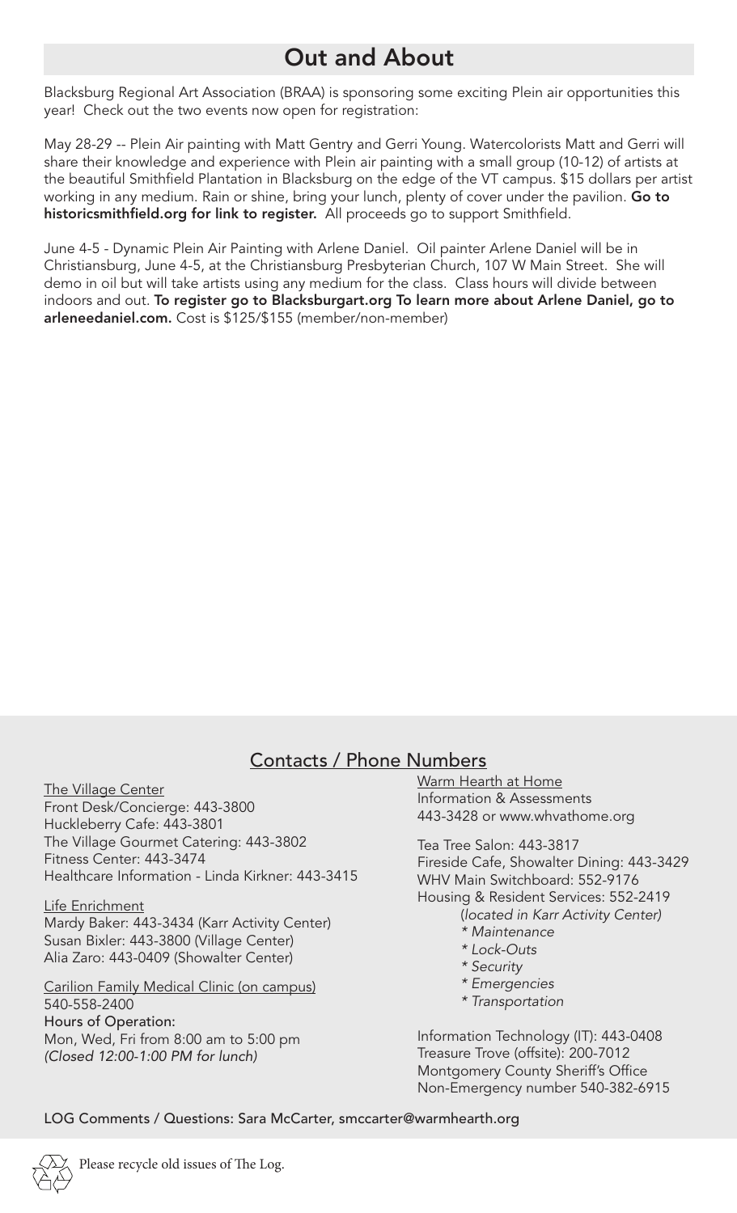## Out and About

Blacksburg Regional Art Association (BRAA) is sponsoring some exciting Plein air opportunities this year! Check out the two events now open for registration:

May 28-29 -- Plein Air painting with Matt Gentry and Gerri Young. Watercolorists Matt and Gerri will share their knowledge and experience with Plein air painting with a small group (10-12) of artists at the beautiful Smithfield Plantation in Blacksburg on the edge of the VT campus. $15 dollars per artist working in any medium. Rain or shine, bring your lunch, plenty of cover under the pavilion. **Go to historicsmithfield.org for link to register.** All proceeds go to support Smithfield.

June 4-5 - Dynamic Plein Air Painting with Arlene Daniel. Oil painter Arlene Daniel will be in Christiansburg, June 4-5, at the Christiansburg Presbyterian Church, 107 W Main Street. She will demo in oil but will take artists using any medium for the class. Class hours will divide between indoors and out. **To register go to Blacksburgart.org To learn more about Arlene Daniel, go to arleneedaniel.com.** Cost is $125/$155 (member/non-member)

## Contacts / Phone Numbers

The Village Center
Front Desk/Concierge: 443-3800
Huckleberry Cafe: 443-3801
The Village Gourmet Catering: 443-3802
Fitness Center: 443-3474
Healthcare Information - Linda Kirkner: 443-3415

Life Enrichment
Mardy Baker: 443-3434 (Karr Activity Center)
Susan Bixler: 443-3800 (Village Center)
Alia Zaro: 443-0409 (Showalter Center)

Carilion Family Medical Clinic (on campus)
540-558-2400
Hours of Operation:
Mon, Wed, Fri from 8:00 am to 5:00 pm
*(Closed 12:00-1:00 PM for lunch)*

Warm Hearth at Home
Information & Assessments
443-3428 or www.whvathome.org

Tea Tree Salon: 443-3817
Fireside Cafe, Showalter Dining: 443-3429
WHV Main Switchboard: 552-9176
Housing & Resident Services: 552-2419
*(located in Karr Activity Center)*
*\* Maintenance*
*\* Lock-Outs*
*\* Security*
*\* Emergencies*
*\* Transportation*

Information Technology (IT): 443-0408
Treasure Trove (offsite): 200-7012
Montgomery County Sheriff's Office
Non-Emergency number 540-382-6915

LOG Comments / Questions: Sara McCarter, smccarter@warmhearth.org

Please recycle old issues of The Log.